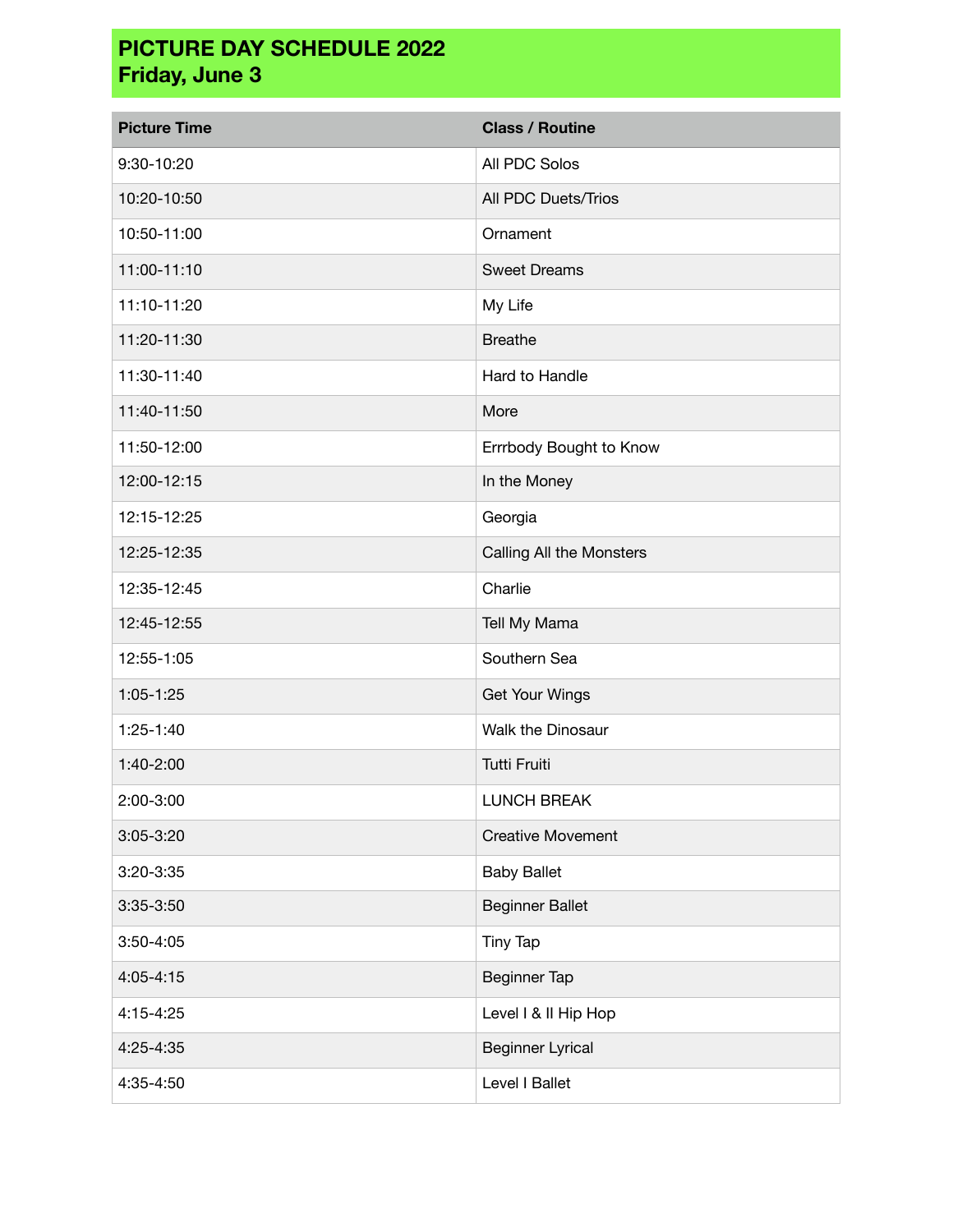# PICTURE DAY SCHEDULE 2022
## Friday, June 3

| Picture Time | Class / Routine |
|---|---|
| 9:30-10:20 | All PDC Solos |
| 10:20-10:50 | All PDC Duets/Trios |
| 10:50-11:00 | Ornament |
| 11:00-11:10 | Sweet Dreams |
| 11:10-11:20 | My Life |
| 11:20-11:30 | Breathe |
| 11:30-11:40 | Hard to Handle |
| 11:40-11:50 | More |
| 11:50-12:00 | Errrbody Bought to Know |
| 12:00-12:15 | In the Money |
| 12:15-12:25 | Georgia |
| 12:25-12:35 | Calling All the Monsters |
| 12:35-12:45 | Charlie |
| 12:45-12:55 | Tell My Mama |
| 12:55-1:05 | Southern Sea |
| 1:05-1:25 | Get Your Wings |
| 1:25-1:40 | Walk the Dinosaur |
| 1:40-2:00 | Tutti Fruiti |
| 2:00-3:00 | LUNCH BREAK |
| 3:05-3:20 | Creative Movement |
| 3:20-3:35 | Baby Ballet |
| 3:35-3:50 | Beginner Ballet |
| 3:50-4:05 | Tiny Tap |
| 4:05-4:15 | Beginner Tap |
| 4:15-4:25 | Level I & II Hip Hop |
| 4:25-4:35 | Beginner Lyrical |
| 4:35-4:50 | Level I Ballet |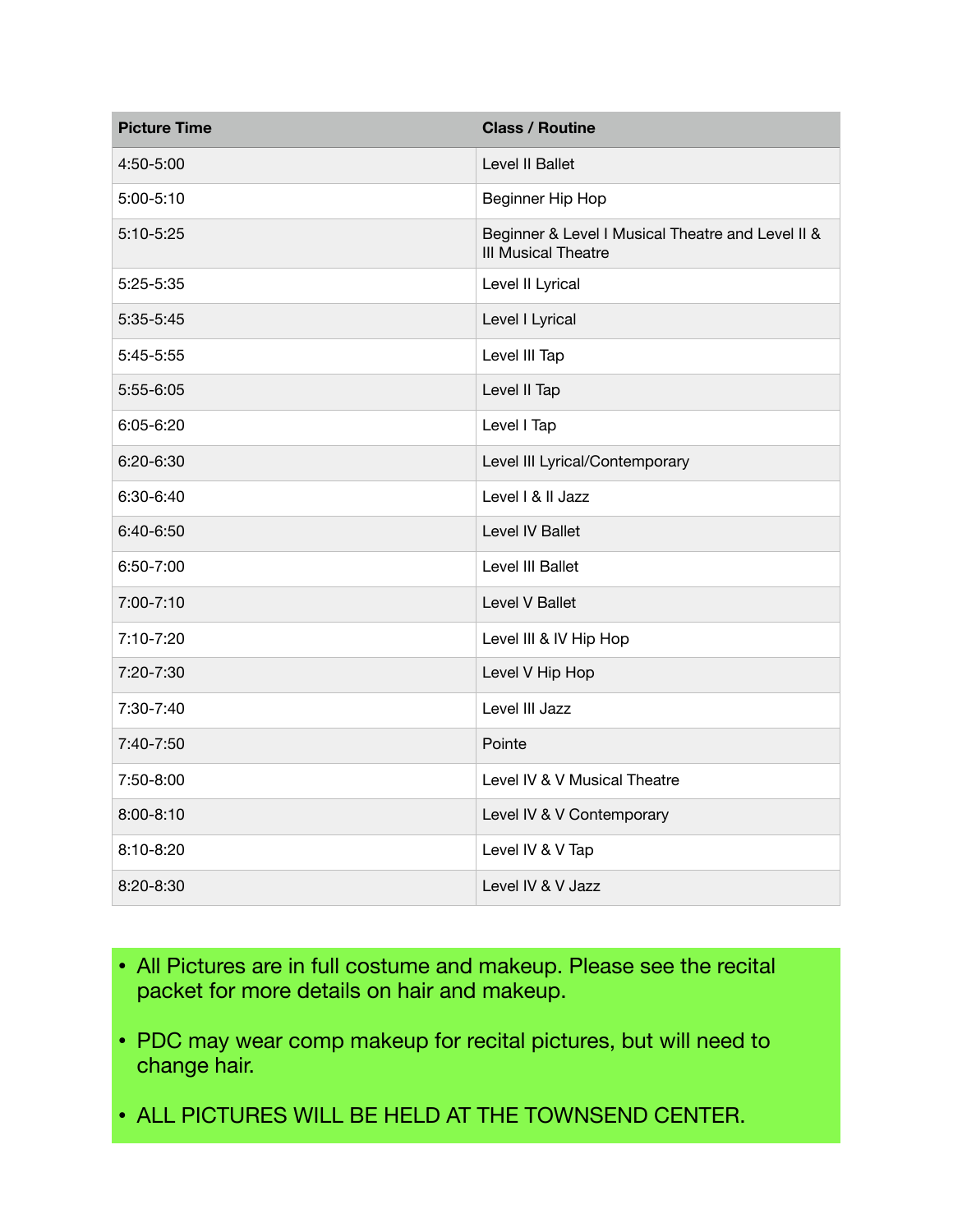| Picture Time | Class / Routine |
| --- | --- |
| 4:50-5:00 | Level II Ballet |
| 5:00-5:10 | Beginner Hip Hop |
| 5:10-5:25 | Beginner & Level I Musical Theatre and Level II & III Musical Theatre |
| 5:25-5:35 | Level II Lyrical |
| 5:35-5:45 | Level I Lyrical |
| 5:45-5:55 | Level III Tap |
| 5:55-6:05 | Level II Tap |
| 6:05-6:20 | Level I Tap |
| 6:20-6:30 | Level III Lyrical/Contemporary |
| 6:30-6:40 | Level I & II Jazz |
| 6:40-6:50 | Level IV Ballet |
| 6:50-7:00 | Level III Ballet |
| 7:00-7:10 | Level V Ballet |
| 7:10-7:20 | Level III & IV Hip Hop |
| 7:20-7:30 | Level V Hip Hop |
| 7:30-7:40 | Level III Jazz |
| 7:40-7:50 | Pointe |
| 7:50-8:00 | Level IV & V Musical Theatre |
| 8:00-8:10 | Level IV & V Contemporary |
| 8:10-8:20 | Level IV & V Tap |
| 8:20-8:30 | Level IV & V Jazz |

- All Pictures are in full costume and makeup. Please see the recital packet for more details on hair and makeup.
- PDC may wear comp makeup for recital pictures, but will need to change hair.
- ALL PICTURES WILL BE HELD AT THE TOWNSEND CENTER.